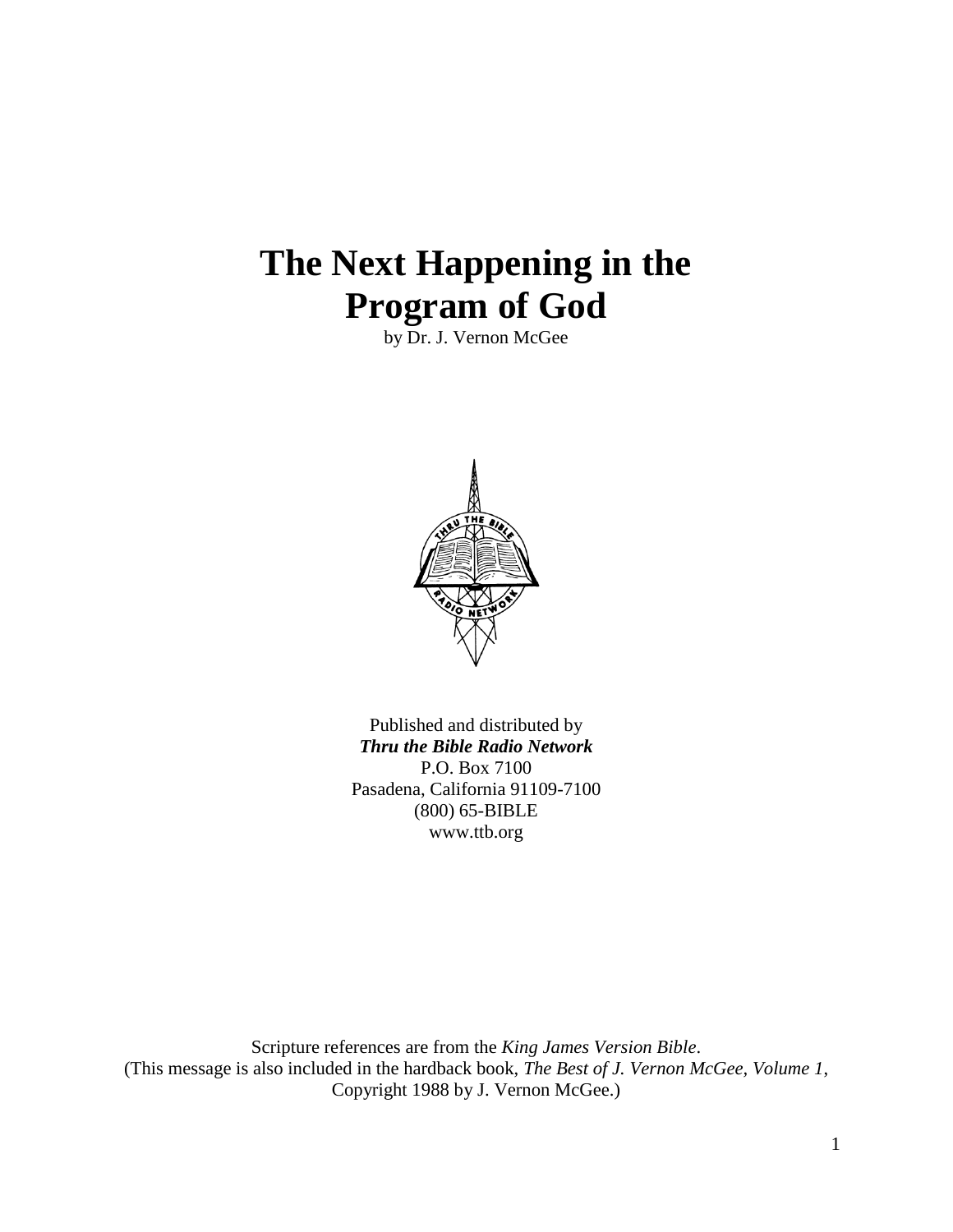# The Next Happening in the Program of God

by Dr. J. Vernon McGee

Published and distributed by
***Thru the Bible Radio Network***
P.O. Box 7100
Pasadena, California 91109-7100
(800) 65-BIBLE
www.ttb.org

Scripture references are from the *King James Version Bible*.
(This message is also included in the hardback book, *The Best of J. Vernon McGee, Volume 1*, Copyright 1988 by J. Vernon McGee.)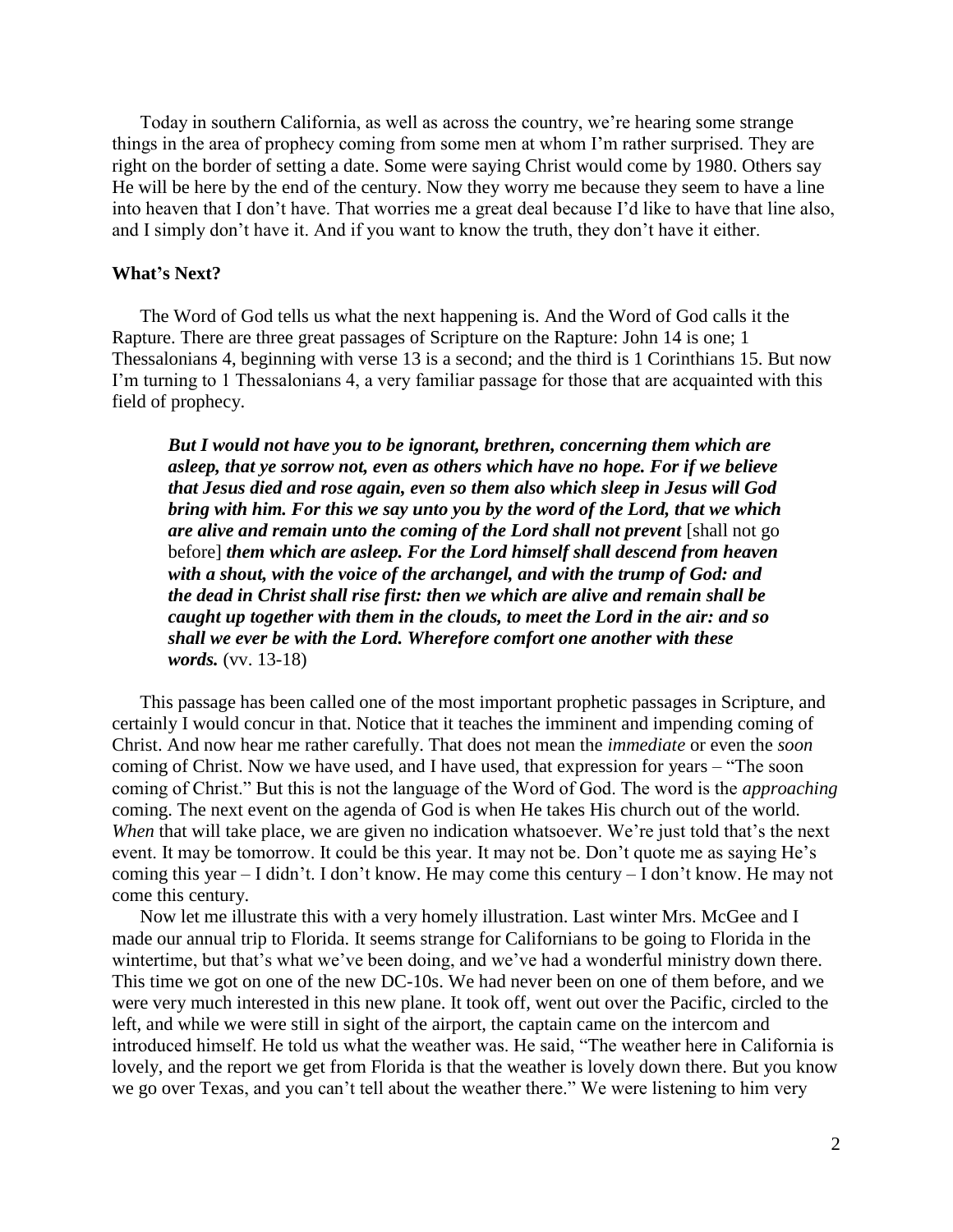Today in southern California, as well as across the country, we're hearing some strange things in the area of prophecy coming from some men at whom I'm rather surprised. They are right on the border of setting a date. Some were saying Christ would come by 1980. Others say He will be here by the end of the century. Now they worry me because they seem to have a line into heaven that I don't have. That worries me a great deal because I'd like to have that line also, and I simply don't have it. And if you want to know the truth, they don't have it either.

**What's Next?**

The Word of God tells us what the next happening is. And the Word of God calls it the Rapture. There are three great passages of Scripture on the Rapture: John 14 is one; 1 Thessalonians 4, beginning with verse 13 is a second; and the third is 1 Corinthians 15. But now I'm turning to 1 Thessalonians 4, a very familiar passage for those that are acquainted with this field of prophecy.

> ***But I would not have you to be ignorant, brethren, concerning them which are asleep, that ye sorrow not, even as others which have no hope. For if we believe that Jesus died and rose again, even so them also which sleep in Jesus will God bring with him. For this we say unto you by the word of the Lord, that we which are alive and remain unto the coming of the Lord shall not prevent*** [shall not go before] ***them which are asleep. For the Lord himself shall descend from heaven with a shout, with the voice of the archangel, and with the trump of God: and the dead in Christ shall rise first: then we which are alive and remain shall be caught up together with them in the clouds, to meet the Lord in the air: and so shall we ever be with the Lord. Wherefore comfort one another with these words.*** (vv. 13-18)

This passage has been called one of the most important prophetic passages in Scripture, and certainly I would concur in that. Notice that it teaches the imminent and impending coming of Christ. And now hear me rather carefully. That does not mean the *immediate* or even the *soon* coming of Christ. Now we have used, and I have used, that expression for years – "The soon coming of Christ." But this is not the language of the Word of God. The word is the *approaching* coming. The next event on the agenda of God is when He takes His church out of the world. *When* that will take place, we are given no indication whatsoever. We're just told that's the next event. It may be tomorrow. It could be this year. It may not be. Don't quote me as saying He's coming this year – I didn't. I don't know. He may come this century – I don't know. He may not come this century.

Now let me illustrate this with a very homely illustration. Last winter Mrs. McGee and I made our annual trip to Florida. It seems strange for Californians to be going to Florida in the wintertime, but that's what we've been doing, and we've had a wonderful ministry down there. This time we got on one of the new DC-10s. We had never been on one of them before, and we were very much interested in this new plane. It took off, went out over the Pacific, circled to the left, and while we were still in sight of the airport, the captain came on the intercom and introduced himself. He told us what the weather was. He said, "The weather here in California is lovely, and the report we get from Florida is that the weather is lovely down there. But you know we go over Texas, and you can't tell about the weather there." We were listening to him very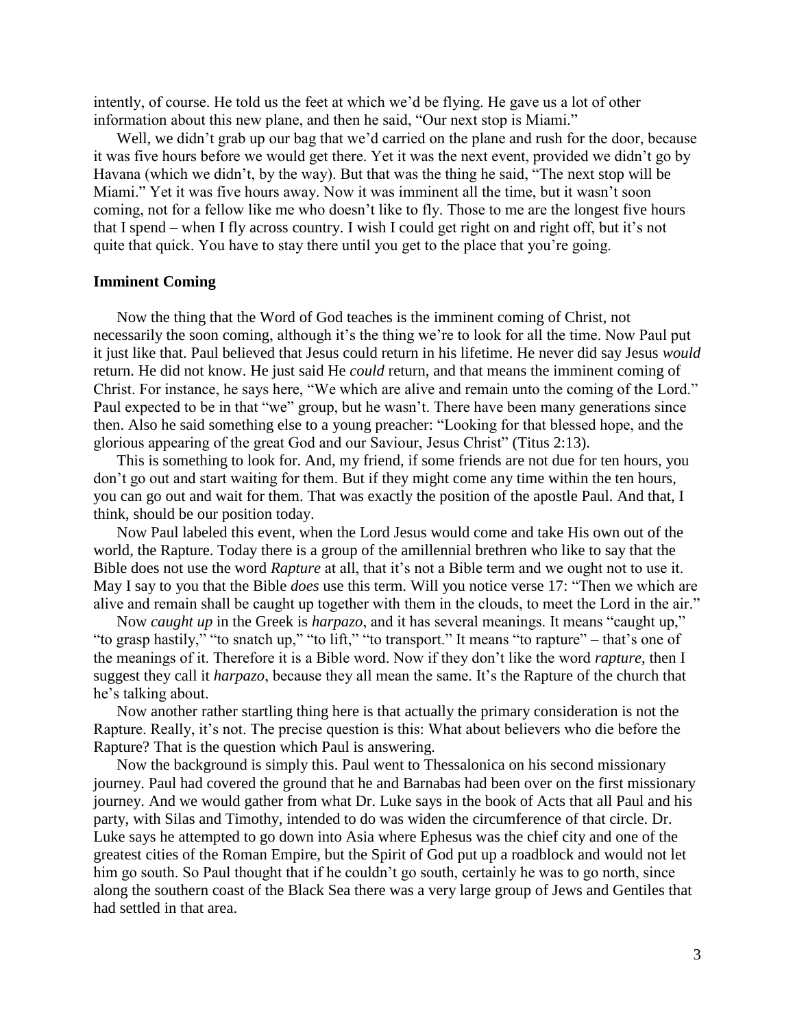intently, of course. He told us the feet at which we'd be flying. He gave us a lot of other information about this new plane, and then he said, "Our next stop is Miami."

Well, we didn't grab up our bag that we'd carried on the plane and rush for the door, because it was five hours before we would get there. Yet it was the next event, provided we didn't go by Havana (which we didn't, by the way). But that was the thing he said, "The next stop will be Miami." Yet it was five hours away. Now it was imminent all the time, but it wasn't soon coming, not for a fellow like me who doesn't like to fly. Those to me are the longest five hours that I spend – when I fly across country. I wish I could get right on and right off, but it's not quite that quick. You have to stay there until you get to the place that you're going.

**Imminent Coming**

Now the thing that the Word of God teaches is the imminent coming of Christ, not necessarily the soon coming, although it's the thing we're to look for all the time. Now Paul put it just like that. Paul believed that Jesus could return in his lifetime. He never did say Jesus *would* return. He did not know. He just said He *could* return, and that means the imminent coming of Christ. For instance, he says here, "We which are alive and remain unto the coming of the Lord." Paul expected to be in that "we" group, but he wasn't. There have been many generations since then. Also he said something else to a young preacher: "Looking for that blessed hope, and the glorious appearing of the great God and our Saviour, Jesus Christ" (Titus 2:13).

This is something to look for. And, my friend, if some friends are not due for ten hours, you don't go out and start waiting for them. But if they might come any time within the ten hours, you can go out and wait for them. That was exactly the position of the apostle Paul. And that, I think, should be our position today.

Now Paul labeled this event, when the Lord Jesus would come and take His own out of the world, the Rapture. Today there is a group of the amillennial brethren who like to say that the Bible does not use the word *Rapture* at all, that it's not a Bible term and we ought not to use it. May I say to you that the Bible *does* use this term. Will you notice verse 17: "Then we which are alive and remain shall be caught up together with them in the clouds, to meet the Lord in the air."

Now *caught up* in the Greek is *harpazo*, and it has several meanings. It means "caught up," "to grasp hastily," "to snatch up," "to lift," "to transport." It means "to rapture" – that's one of the meanings of it. Therefore it is a Bible word. Now if they don't like the word *rapture*, then I suggest they call it *harpazo*, because they all mean the same. It's the Rapture of the church that he's talking about.

Now another rather startling thing here is that actually the primary consideration is not the Rapture. Really, it's not. The precise question is this: What about believers who die before the Rapture? That is the question which Paul is answering.

Now the background is simply this. Paul went to Thessalonica on his second missionary journey. Paul had covered the ground that he and Barnabas had been over on the first missionary journey. And we would gather from what Dr. Luke says in the book of Acts that all Paul and his party, with Silas and Timothy, intended to do was widen the circumference of that circle. Dr. Luke says he attempted to go down into Asia where Ephesus was the chief city and one of the greatest cities of the Roman Empire, but the Spirit of God put up a roadblock and would not let him go south. So Paul thought that if he couldn't go south, certainly he was to go north, since along the southern coast of the Black Sea there was a very large group of Jews and Gentiles that had settled in that area.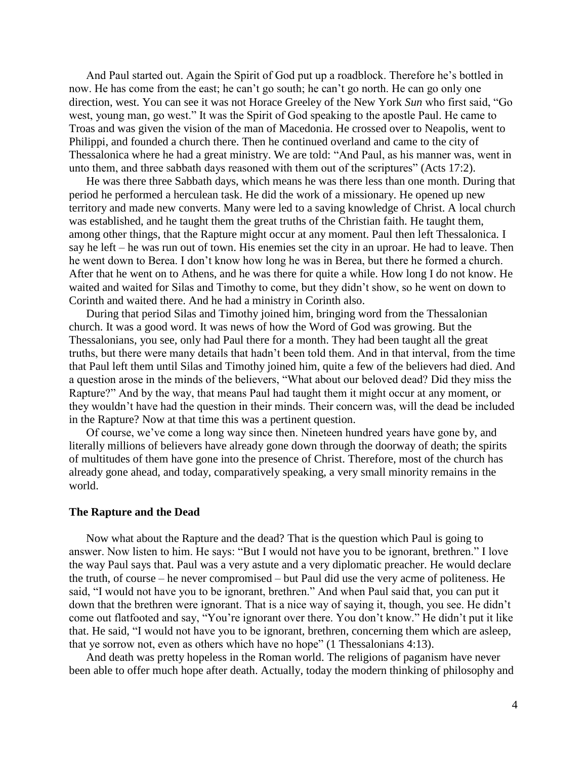And Paul started out. Again the Spirit of God put up a roadblock. Therefore he's bottled in now. He has come from the east; he can't go south; he can't go north. He can go only one direction, west. You can see it was not Horace Greeley of the New York *Sun* who first said, "Go west, young man, go west." It was the Spirit of God speaking to the apostle Paul. He came to Troas and was given the vision of the man of Macedonia. He crossed over to Neapolis, went to Philippi, and founded a church there. Then he continued overland and came to the city of Thessalonica where he had a great ministry. We are told: "And Paul, as his manner was, went in unto them, and three sabbath days reasoned with them out of the scriptures" (Acts 17:2).

He was there three Sabbath days, which means he was there less than one month. During that period he performed a herculean task. He did the work of a missionary. He opened up new territory and made new converts. Many were led to a saving knowledge of Christ. A local church was established, and he taught them the great truths of the Christian faith. He taught them, among other things, that the Rapture might occur at any moment. Paul then left Thessalonica. I say he left – he was run out of town. His enemies set the city in an uproar. He had to leave. Then he went down to Berea. I don't know how long he was in Berea, but there he formed a church. After that he went on to Athens, and he was there for quite a while. How long I do not know. He waited and waited for Silas and Timothy to come, but they didn't show, so he went on down to Corinth and waited there. And he had a ministry in Corinth also.

During that period Silas and Timothy joined him, bringing word from the Thessalonian church. It was a good word. It was news of how the Word of God was growing. But the Thessalonians, you see, only had Paul there for a month. They had been taught all the great truths, but there were many details that hadn't been told them. And in that interval, from the time that Paul left them until Silas and Timothy joined him, quite a few of the believers had died. And a question arose in the minds of the believers, "What about our beloved dead? Did they miss the Rapture?" And by the way, that means Paul had taught them it might occur at any moment, or they wouldn't have had the question in their minds. Their concern was, will the dead be included in the Rapture? Now at that time this was a pertinent question.

Of course, we've come a long way since then. Nineteen hundred years have gone by, and literally millions of believers have already gone down through the doorway of death; the spirits of multitudes of them have gone into the presence of Christ. Therefore, most of the church has already gone ahead, and today, comparatively speaking, a very small minority remains in the world.

### The Rapture and the Dead

Now what about the Rapture and the dead? That is the question which Paul is going to answer. Now listen to him. He says: "But I would not have you to be ignorant, brethren." I love the way Paul says that. Paul was a very astute and a very diplomatic preacher. He would declare the truth, of course – he never compromised – but Paul did use the very acme of politeness. He said, "I would not have you to be ignorant, brethren." And when Paul said that, you can put it down that the brethren were ignorant. That is a nice way of saying it, though, you see. He didn't come out flatfooted and say, "You're ignorant over there. You don't know." He didn't put it like that. He said, "I would not have you to be ignorant, brethren, concerning them which are asleep, that ye sorrow not, even as others which have no hope" (1 Thessalonians 4:13).

And death was pretty hopeless in the Roman world. The religions of paganism have never been able to offer much hope after death. Actually, today the modern thinking of philosophy and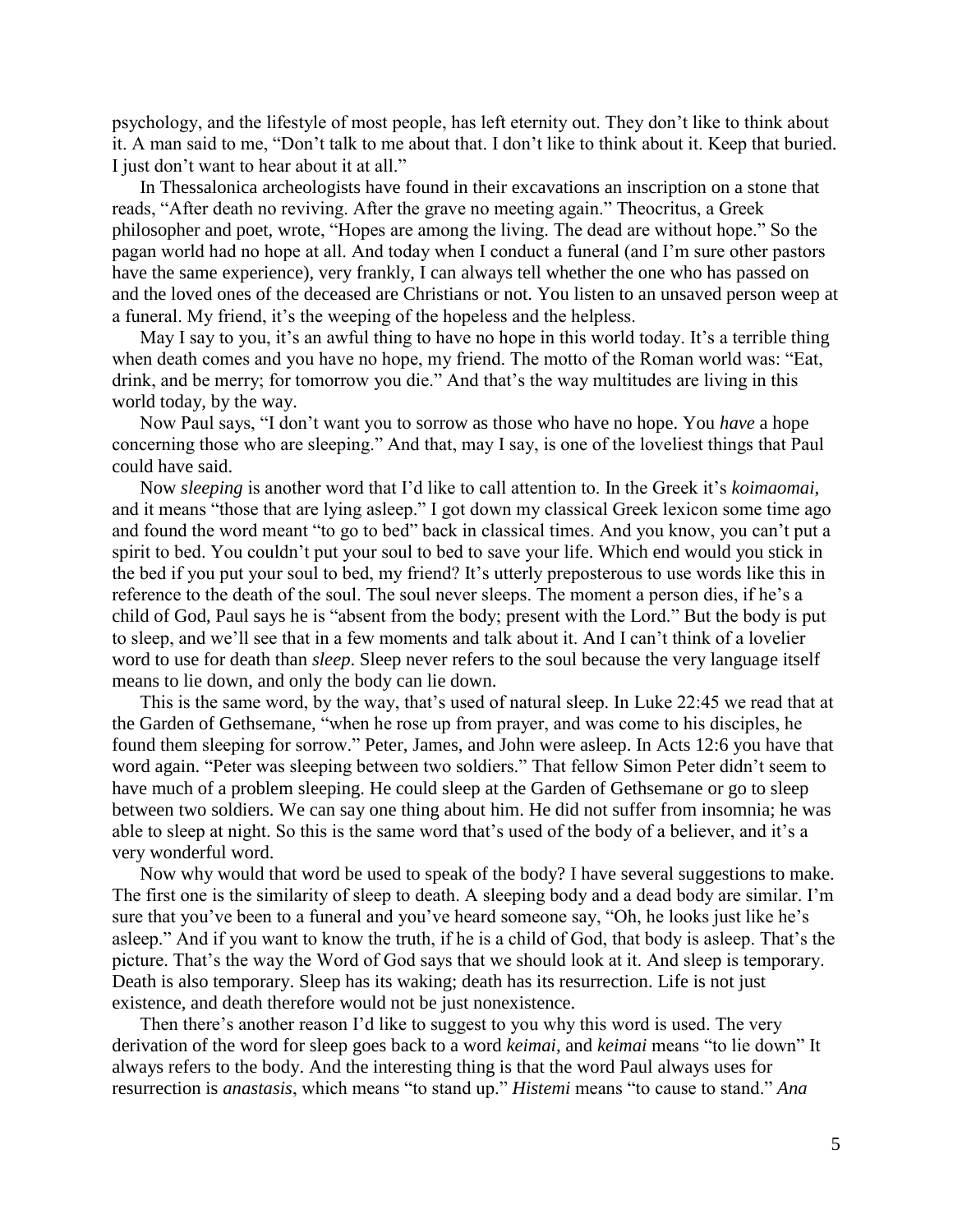psychology, and the lifestyle of most people, has left eternity out. They don't like to think about it. A man said to me, "Don't talk to me about that. I don't like to think about it. Keep that buried. I just don't want to hear about it at all."

In Thessalonica archeologists have found in their excavations an inscription on a stone that reads, "After death no reviving. After the grave no meeting again." Theocritus, a Greek philosopher and poet, wrote, "Hopes are among the living. The dead are without hope." So the pagan world had no hope at all. And today when I conduct a funeral (and I'm sure other pastors have the same experience), very frankly, I can always tell whether the one who has passed on and the loved ones of the deceased are Christians or not. You listen to an unsaved person weep at a funeral. My friend, it's the weeping of the hopeless and the helpless.

May I say to you, it's an awful thing to have no hope in this world today. It's a terrible thing when death comes and you have no hope, my friend. The motto of the Roman world was: "Eat, drink, and be merry; for tomorrow you die." And that's the way multitudes are living in this world today, by the way.

Now Paul says, "I don't want you to sorrow as those who have no hope. You *have* a hope concerning those who are sleeping." And that, may I say, is one of the loveliest things that Paul could have said.

Now *sleeping* is another word that I'd like to call attention to. In the Greek it's *koimaomai*, and it means "those that are lying asleep." I got down my classical Greek lexicon some time ago and found the word meant "to go to bed" back in classical times. And you know, you can't put a spirit to bed. You couldn't put your soul to bed to save your life. Which end would you stick in the bed if you put your soul to bed, my friend? It's utterly preposterous to use words like this in reference to the death of the soul. The soul never sleeps. The moment a person dies, if he's a child of God, Paul says he is "absent from the body; present with the Lord." But the body is put to sleep, and we'll see that in a few moments and talk about it. And I can't think of a lovelier word to use for death than *sleep*. Sleep never refers to the soul because the very language itself means to lie down, and only the body can lie down.

This is the same word, by the way, that's used of natural sleep. In Luke 22:45 we read that at the Garden of Gethsemane, "when he rose up from prayer, and was come to his disciples, he found them sleeping for sorrow." Peter, James, and John were asleep. In Acts 12:6 you have that word again. "Peter was sleeping between two soldiers." That fellow Simon Peter didn't seem to have much of a problem sleeping. He could sleep at the Garden of Gethsemane or go to sleep between two soldiers. We can say one thing about him. He did not suffer from insomnia; he was able to sleep at night. So this is the same word that's used of the body of a believer, and it's a very wonderful word.

Now why would that word be used to speak of the body? I have several suggestions to make. The first one is the similarity of sleep to death. A sleeping body and a dead body are similar. I'm sure that you've been to a funeral and you've heard someone say, "Oh, he looks just like he's asleep." And if you want to know the truth, if he is a child of God, that body is asleep. That's the picture. That's the way the Word of God says that we should look at it. And sleep is temporary. Death is also temporary. Sleep has its waking; death has its resurrection. Life is not just existence, and death therefore would not be just nonexistence.

Then there's another reason I'd like to suggest to you why this word is used. The very derivation of the word for sleep goes back to a word *keimai*, and *keimai* means "to lie down" It always refers to the body. And the interesting thing is that the word Paul always uses for resurrection is *anastasis*, which means "to stand up." *Histemi* means "to cause to stand." *Ana*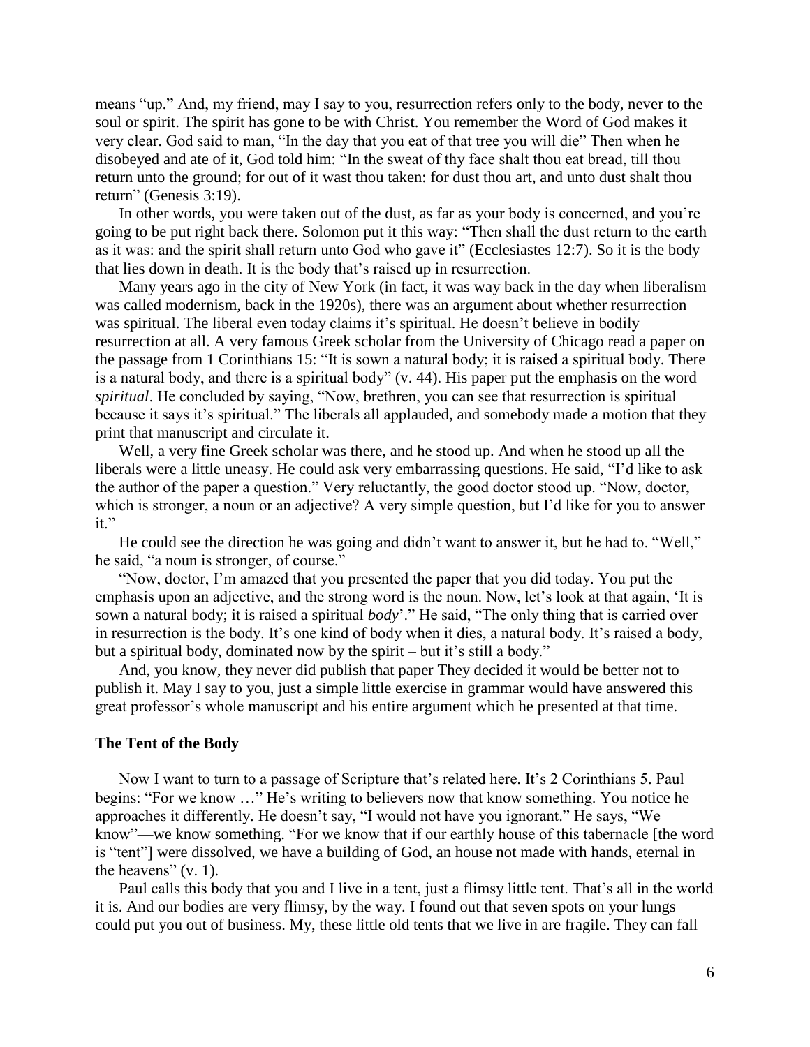means "up." And, my friend, may I say to you, resurrection refers only to the body, never to the soul or spirit. The spirit has gone to be with Christ. You remember the Word of God makes it very clear. God said to man, "In the day that you eat of that tree you will die" Then when he disobeyed and ate of it, God told him: "In the sweat of thy face shalt thou eat bread, till thou return unto the ground; for out of it wast thou taken: for dust thou art, and unto dust shalt thou return" (Genesis 3:19).

In other words, you were taken out of the dust, as far as your body is concerned, and you're going to be put right back there. Solomon put it this way: "Then shall the dust return to the earth as it was: and the spirit shall return unto God who gave it" (Ecclesiastes 12:7). So it is the body that lies down in death. It is the body that's raised up in resurrection.

Many years ago in the city of New York (in fact, it was way back in the day when liberalism was called modernism, back in the 1920s), there was an argument about whether resurrection was spiritual. The liberal even today claims it's spiritual. He doesn't believe in bodily resurrection at all. A very famous Greek scholar from the University of Chicago read a paper on the passage from 1 Corinthians 15: "It is sown a natural body; it is raised a spiritual body. There is a natural body, and there is a spiritual body" (v. 44). His paper put the emphasis on the word *spiritual*. He concluded by saying, "Now, brethren, you can see that resurrection is spiritual because it says it's spiritual." The liberals all applauded, and somebody made a motion that they print that manuscript and circulate it.

Well, a very fine Greek scholar was there, and he stood up. And when he stood up all the liberals were a little uneasy. He could ask very embarrassing questions. He said, "I'd like to ask the author of the paper a question." Very reluctantly, the good doctor stood up. "Now, doctor, which is stronger, a noun or an adjective? A very simple question, but I'd like for you to answer it."

He could see the direction he was going and didn't want to answer it, but he had to. "Well," he said, "a noun is stronger, of course."

"Now, doctor, I'm amazed that you presented the paper that you did today. You put the emphasis upon an adjective, and the strong word is the noun. Now, let's look at that again, 'It is sown a natural body; it is raised a spiritual *body*'." He said, "The only thing that is carried over in resurrection is the body. It's one kind of body when it dies, a natural body. It's raised a body, but a spiritual body, dominated now by the spirit – but it's still a body."

And, you know, they never did publish that paper They decided it would be better not to publish it. May I say to you, just a simple little exercise in grammar would have answered this great professor's whole manuscript and his entire argument which he presented at that time.

### The Tent of the Body

Now I want to turn to a passage of Scripture that's related here. It's 2 Corinthians 5. Paul begins: "For we know …" He's writing to believers now that know something. You notice he approaches it differently. He doesn't say, "I would not have you ignorant." He says, "We know"—we know something. "For we know that if our earthly house of this tabernacle [the word is "tent"] were dissolved, we have a building of God, an house not made with hands, eternal in the heavens" (v. 1).

Paul calls this body that you and I live in a tent, just a flimsy little tent. That's all in the world it is. And our bodies are very flimsy, by the way. I found out that seven spots on your lungs could put you out of business. My, these little old tents that we live in are fragile. They can fall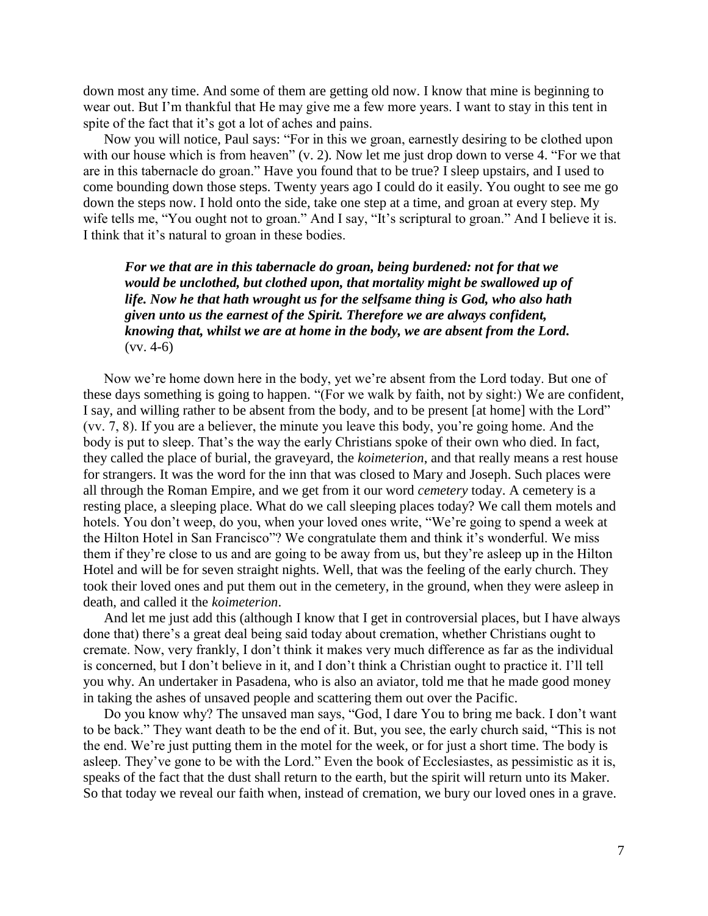down most any time. And some of them are getting old now. I know that mine is beginning to wear out. But I'm thankful that He may give me a few more years. I want to stay in this tent in spite of the fact that it's got a lot of aches and pains.

Now you will notice, Paul says: "For in this we groan, earnestly desiring to be clothed upon with our house which is from heaven" (v. 2). Now let me just drop down to verse 4. "For we that are in this tabernacle do groan." Have you found that to be true? I sleep upstairs, and I used to come bounding down those steps. Twenty years ago I could do it easily. You ought to see me go down the steps now. I hold onto the side, take one step at a time, and groan at every step. My wife tells me, "You ought not to groan." And I say, "It's scriptural to groan." And I believe it is. I think that it's natural to groan in these bodies.

> ***For we that are in this tabernacle do groan, being burdened: not for that we would be unclothed, but clothed upon, that mortality might be swallowed up of life. Now he that hath wrought us for the selfsame thing is God, who also hath given unto us the earnest of the Spirit. Therefore we are always confident, knowing that, whilst we are at home in the body, we are absent from the Lord.*** (vv. 4-6)

Now we're home down here in the body, yet we're absent from the Lord today. But one of these days something is going to happen. "(For we walk by faith, not by sight:) We are confident, I say, and willing rather to be absent from the body, and to be present [at home] with the Lord" (vv. 7, 8). If you are a believer, the minute you leave this body, you're going home. And the body is put to sleep. That's the way the early Christians spoke of their own who died. In fact, they called the place of burial, the graveyard, the *koimeterion*, and that really means a rest house for strangers. It was the word for the inn that was closed to Mary and Joseph. Such places were all through the Roman Empire, and we get from it our word *cemetery* today. A cemetery is a resting place, a sleeping place. What do we call sleeping places today? We call them motels and hotels. You don't weep, do you, when your loved ones write, "We're going to spend a week at the Hilton Hotel in San Francisco"? We congratulate them and think it's wonderful. We miss them if they're close to us and are going to be away from us, but they're asleep up in the Hilton Hotel and will be for seven straight nights. Well, that was the feeling of the early church. They took their loved ones and put them out in the cemetery, in the ground, when they were asleep in death, and called it the *koimeterion*.

And let me just add this (although I know that I get in controversial places, but I have always done that) there's a great deal being said today about cremation, whether Christians ought to cremate. Now, very frankly, I don't think it makes very much difference as far as the individual is concerned, but I don't believe in it, and I don't think a Christian ought to practice it. I'll tell you why. An undertaker in Pasadena, who is also an aviator, told me that he made good money in taking the ashes of unsaved people and scattering them out over the Pacific.

Do you know why? The unsaved man says, "God, I dare You to bring me back. I don't want to be back." They want death to be the end of it. But, you see, the early church said, "This is not the end. We're just putting them in the motel for the week, or for just a short time. The body is asleep. They've gone to be with the Lord." Even the book of Ecclesiastes, as pessimistic as it is, speaks of the fact that the dust shall return to the earth, but the spirit will return unto its Maker. So that today we reveal our faith when, instead of cremation, we bury our loved ones in a grave.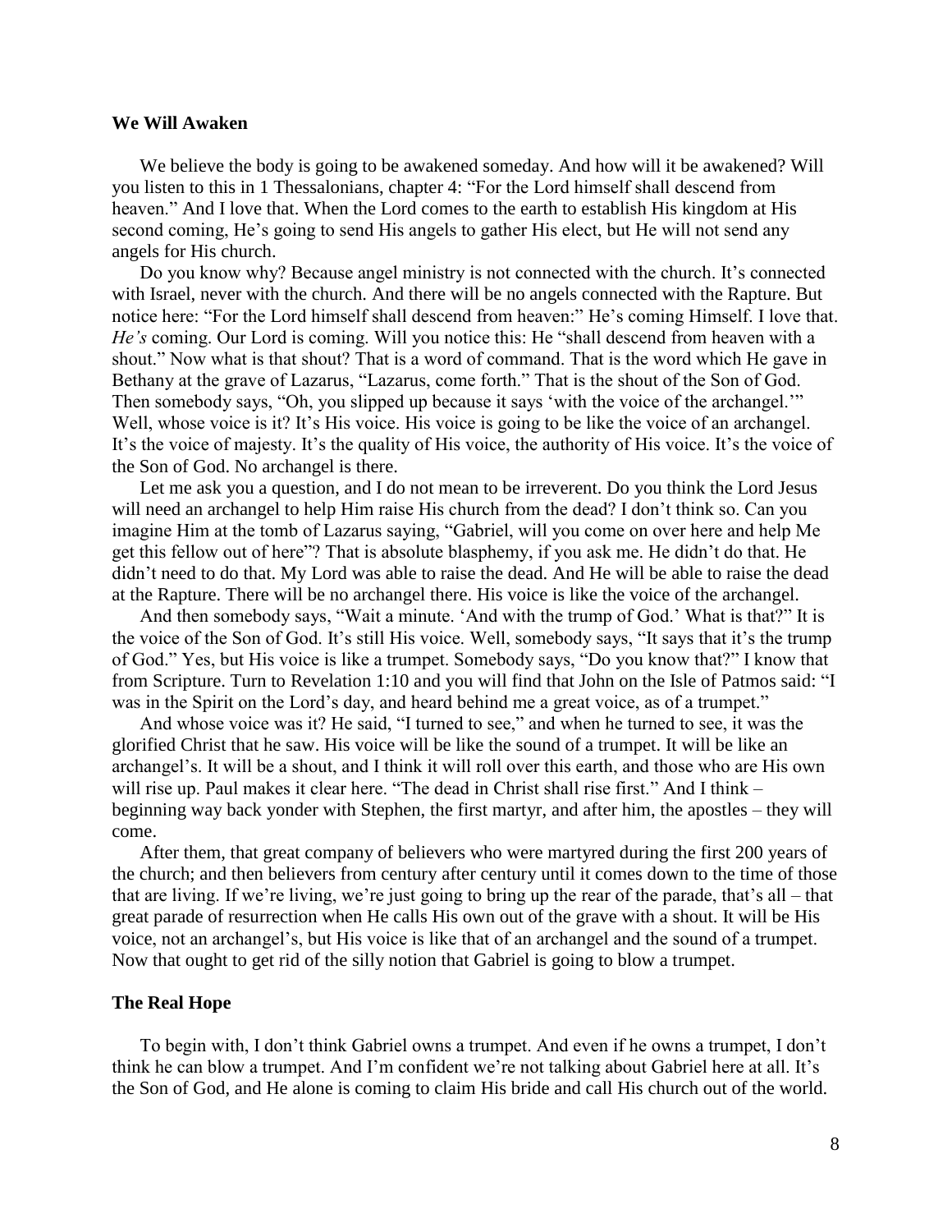### We Will Awaken

We believe the body is going to be awakened someday. And how will it be awakened? Will you listen to this in 1 Thessalonians, chapter 4: "For the Lord himself shall descend from heaven." And I love that. When the Lord comes to the earth to establish His kingdom at His second coming, He's going to send His angels to gather His elect, but He will not send any angels for His church.

Do you know why? Because angel ministry is not connected with the church. It's connected with Israel, never with the church. And there will be no angels connected with the Rapture. But notice here: "For the Lord himself shall descend from heaven:" He's coming Himself. I love that. *He's* coming. Our Lord is coming. Will you notice this: He "shall descend from heaven with a shout." Now what is that shout? That is a word of command. That is the word which He gave in Bethany at the grave of Lazarus, "Lazarus, come forth." That is the shout of the Son of God. Then somebody says, "Oh, you slipped up because it says 'with the voice of the archangel.'" Well, whose voice is it? It's His voice. His voice is going to be like the voice of an archangel. It's the voice of majesty. It's the quality of His voice, the authority of His voice. It's the voice of the Son of God. No archangel is there.

Let me ask you a question, and I do not mean to be irreverent. Do you think the Lord Jesus will need an archangel to help Him raise His church from the dead? I don't think so. Can you imagine Him at the tomb of Lazarus saying, "Gabriel, will you come on over here and help Me get this fellow out of here"? That is absolute blasphemy, if you ask me. He didn't do that. He didn't need to do that. My Lord was able to raise the dead. And He will be able to raise the dead at the Rapture. There will be no archangel there. His voice is like the voice of the archangel.

And then somebody says, "Wait a minute. 'And with the trump of God.' What is that?" It is the voice of the Son of God. It's still His voice. Well, somebody says, "It says that it's the trump of God." Yes, but His voice is like a trumpet. Somebody says, "Do you know that?" I know that from Scripture. Turn to Revelation 1:10 and you will find that John on the Isle of Patmos said: "I was in the Spirit on the Lord's day, and heard behind me a great voice, as of a trumpet."

And whose voice was it? He said, "I turned to see," and when he turned to see, it was the glorified Christ that he saw. His voice will be like the sound of a trumpet. It will be like an archangel's. It will be a shout, and I think it will roll over this earth, and those who are His own will rise up. Paul makes it clear here. "The dead in Christ shall rise first." And I think – beginning way back yonder with Stephen, the first martyr, and after him, the apostles – they will come.

After them, that great company of believers who were martyred during the first 200 years of the church; and then believers from century after century until it comes down to the time of those that are living. If we're living, we're just going to bring up the rear of the parade, that's all – that great parade of resurrection when He calls His own out of the grave with a shout. It will be His voice, not an archangel's, but His voice is like that of an archangel and the sound of a trumpet. Now that ought to get rid of the silly notion that Gabriel is going to blow a trumpet.

### The Real Hope

To begin with, I don't think Gabriel owns a trumpet. And even if he owns a trumpet, I don't think he can blow a trumpet. And I'm confident we're not talking about Gabriel here at all. It's the Son of God, and He alone is coming to claim His bride and call His church out of the world.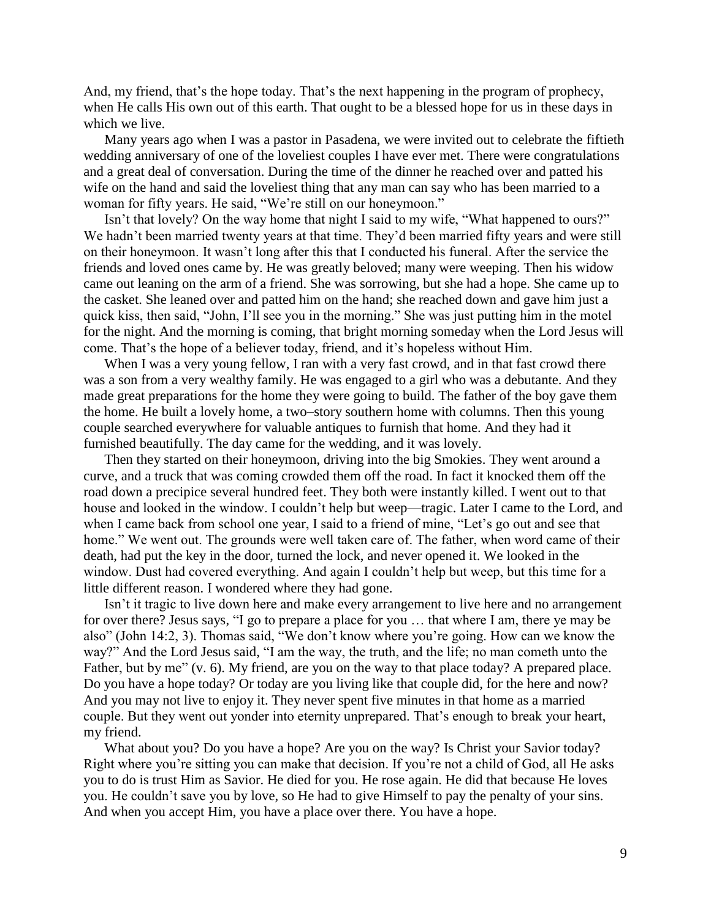And, my friend, that's the hope today. That's the next happening in the program of prophecy, when He calls His own out of this earth. That ought to be a blessed hope for us in these days in which we live.

Many years ago when I was a pastor in Pasadena, we were invited out to celebrate the fiftieth wedding anniversary of one of the loveliest couples I have ever met. There were congratulations and a great deal of conversation. During the time of the dinner he reached over and patted his wife on the hand and said the loveliest thing that any man can say who has been married to a woman for fifty years. He said, "We're still on our honeymoon."

Isn't that lovely? On the way home that night I said to my wife, "What happened to ours?" We hadn't been married twenty years at that time. They'd been married fifty years and were still on their honeymoon. It wasn't long after this that I conducted his funeral. After the service the friends and loved ones came by. He was greatly beloved; many were weeping. Then his widow came out leaning on the arm of a friend. She was sorrowing, but she had a hope. She came up to the casket. She leaned over and patted him on the hand; she reached down and gave him just a quick kiss, then said, "John, I'll see you in the morning." She was just putting him in the motel for the night. And the morning is coming, that bright morning someday when the Lord Jesus will come. That's the hope of a believer today, friend, and it's hopeless without Him.

When I was a very young fellow, I ran with a very fast crowd, and in that fast crowd there was a son from a very wealthy family. He was engaged to a girl who was a debutante. And they made great preparations for the home they were going to build. The father of the boy gave them the home. He built a lovely home, a two–story southern home with columns. Then this young couple searched everywhere for valuable antiques to furnish that home. And they had it furnished beautifully. The day came for the wedding, and it was lovely.

Then they started on their honeymoon, driving into the big Smokies. They went around a curve, and a truck that was coming crowded them off the road. In fact it knocked them off the road down a precipice several hundred feet. They both were instantly killed. I went out to that house and looked in the window. I couldn't help but weep—tragic. Later I came to the Lord, and when I came back from school one year, I said to a friend of mine, "Let's go out and see that home." We went out. The grounds were well taken care of. The father, when word came of their death, had put the key in the door, turned the lock, and never opened it. We looked in the window. Dust had covered everything. And again I couldn't help but weep, but this time for a little different reason. I wondered where they had gone.

Isn't it tragic to live down here and make every arrangement to live here and no arrangement for over there? Jesus says, "I go to prepare a place for you … that where I am, there ye may be also" (John 14:2, 3). Thomas said, "We don't know where you're going. How can we know the way?" And the Lord Jesus said, "I am the way, the truth, and the life; no man cometh unto the Father, but by me" (v. 6). My friend, are you on the way to that place today? A prepared place. Do you have a hope today? Or today are you living like that couple did, for the here and now? And you may not live to enjoy it. They never spent five minutes in that home as a married couple. But they went out yonder into eternity unprepared. That's enough to break your heart, my friend.

What about you? Do you have a hope? Are you on the way? Is Christ your Savior today? Right where you're sitting you can make that decision. If you're not a child of God, all He asks you to do is trust Him as Savior. He died for you. He rose again. He did that because He loves you. He couldn't save you by love, so He had to give Himself to pay the penalty of your sins. And when you accept Him, you have a place over there. You have a hope.